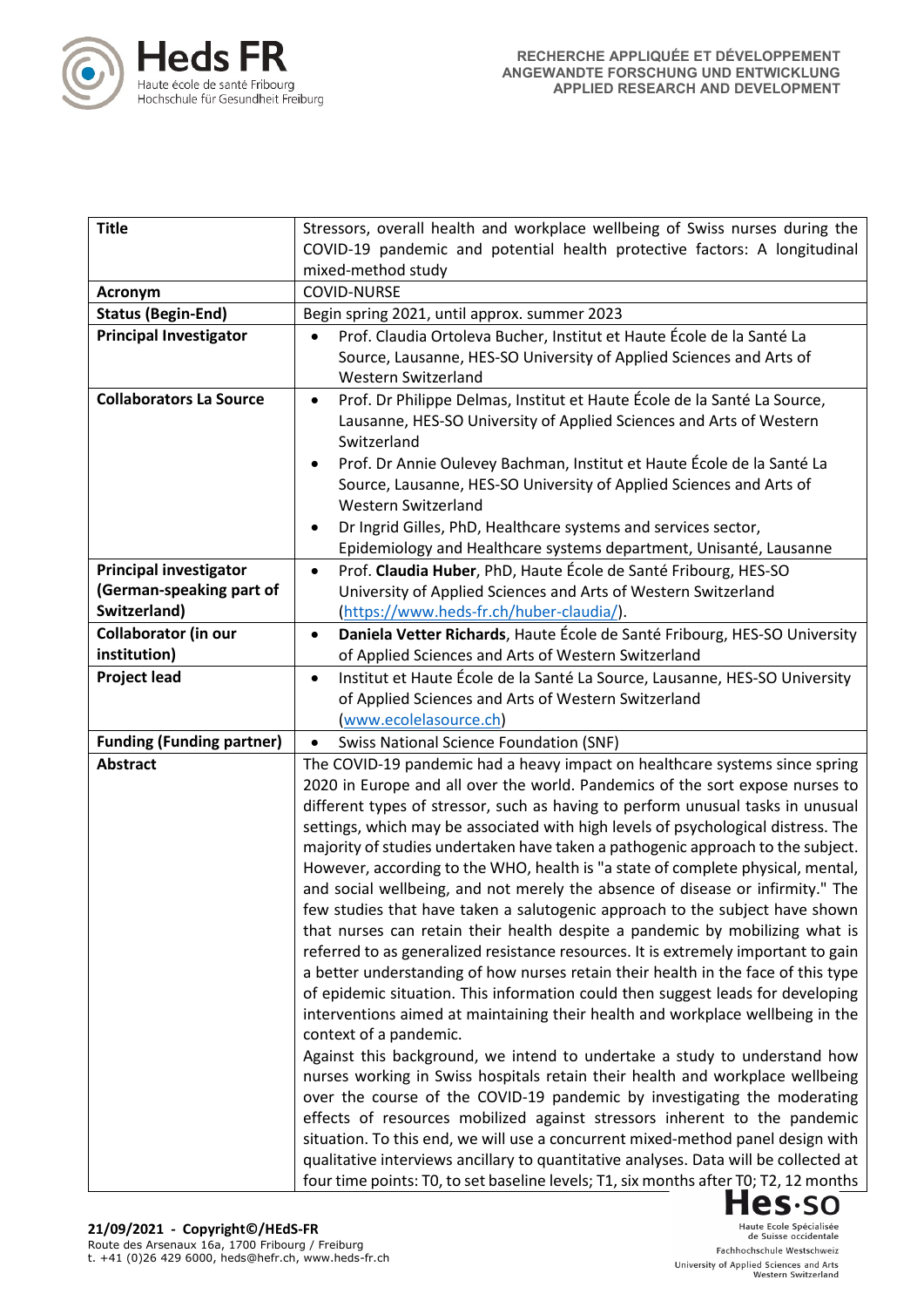| Title | Stressors, overall health and workplace wellbeing of Swiss nurses during the COVID-19 pandemic and potential health protective factors: A longitudinal mixed-method study |
|---|---|
| **Acronym** | COVID-NURSE |
| **Status (Begin-End)** | Begin spring 2021, until approx. summer 2023 |
| **Principal Investigator** | • Prof. Claudia Ortoleva Bucher, Institut et Haute École de la Santé La Source, Lausanne, HES-SO University of Applied Sciences and Arts of Western Switzerland |
| **Collaborators La Source** | • Prof. Dr Philippe Delmas, Institut et Haute École de la Santé La Source, Lausanne, HES-SO University of Applied Sciences and Arts of Western Switzerland<br>• Prof. Dr Annie Oulevey Bachman, Institut et Haute École de la Santé La Source, Lausanne, HES-SO University of Applied Sciences and Arts of Western Switzerland<br>• Dr Ingrid Gilles, PhD, Healthcare systems and services sector, Epidemiology and Healthcare systems department, Unisanté, Lausanne |
| **Principal investigator (German-speaking part of Switzerland)** | • Prof. **Claudia Huber**, PhD, Haute École de Santé Fribourg, HES-SO University of Applied Sciences and Arts of Western Switzerland (https://www.heds-fr.ch/huber-claudia/). |
| **Collaborator (in our institution)** | • **Daniela Vetter Richards**, Haute École de Santé Fribourg, HES-SO University of Applied Sciences and Arts of Western Switzerland |
| **Project lead** | • Institut et Haute École de la Santé La Source, Lausanne, HES-SO University of Applied Sciences and Arts of Western Switzerland (www.ecolelasource.ch) |
| **Funding (Funding partner)** | • Swiss National Science Foundation (SNF) |
| **Abstract** | The COVID-19 pandemic had a heavy impact on healthcare systems since spring 2020 in Europe and all over the world. Pandemics of the sort expose nurses to different types of stressor, such as having to perform unusual tasks in unusual settings, which may be associated with high levels of psychological distress. The majority of studies undertaken have taken a pathogenic approach to the subject. However, according to the WHO, health is "a state of complete physical, mental, and social wellbeing, and not merely the absence of disease or infirmity." The few studies that have taken a salutogenic approach to the subject have shown that nurses can retain their health despite a pandemic by mobilizing what is referred to as generalized resistance resources. It is extremely important to gain a better understanding of how nurses retain their health in the face of this type of epidemic situation. This information could then suggest leads for developing interventions aimed at maintaining their health and workplace wellbeing in the context of a pandemic.<br>Against this background, we intend to undertake a study to understand how nurses working in Swiss hospitals retain their health and workplace wellbeing over the course of the COVID-19 pandemic by investigating the moderating effects of resources mobilized against stressors inherent to the pandemic situation. To this end, we will use a concurrent mixed-method panel design with qualitative interviews ancillary to quantitative analyses. Data will be collected at four time points: T0, to set baseline levels; T1, six months after T0; T2, 12 months |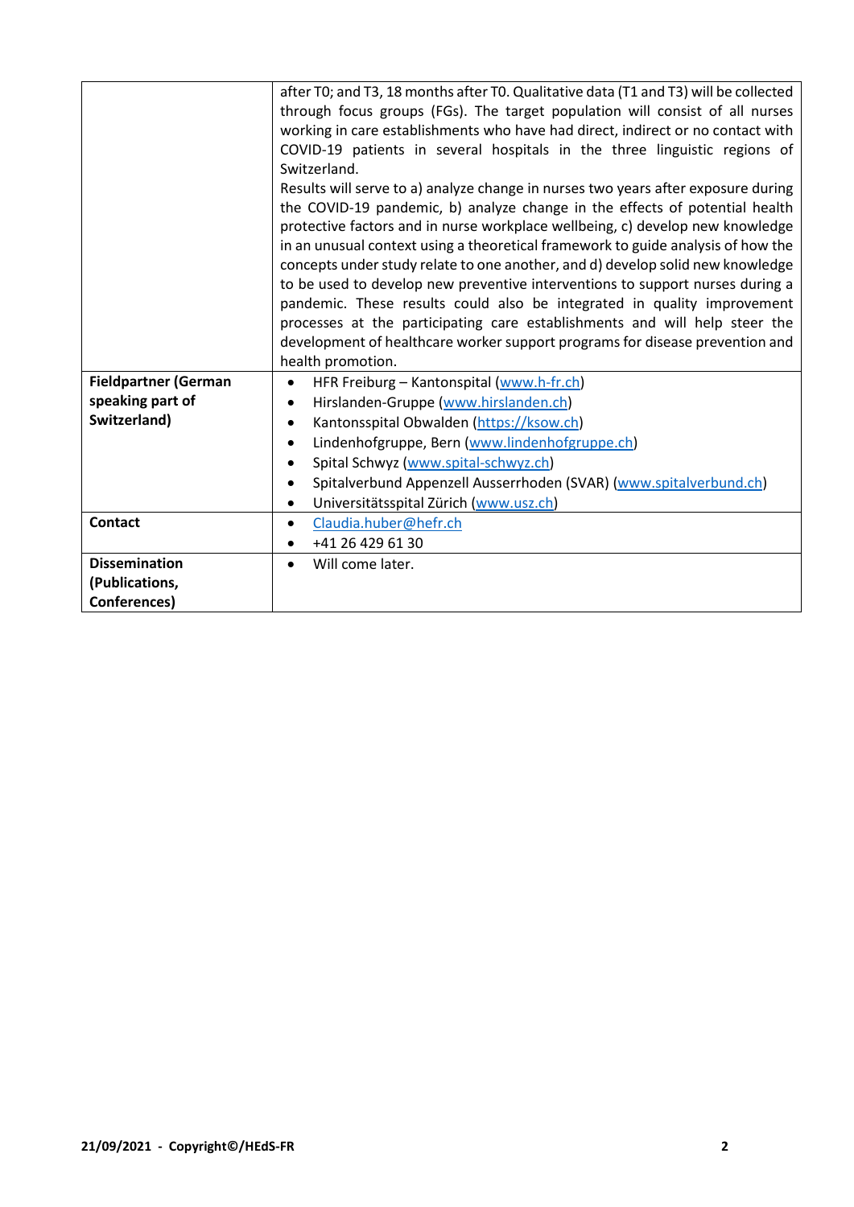| | |
|---|---|
| | after T0; and T3, 18 months after T0. Qualitative data (T1 and T3) will be collected through focus groups (FGs). The target population will consist of all nurses working in care establishments who have had direct, indirect or no contact with COVID-19 patients in several hospitals in the three linguistic regions of Switzerland.<br>Results will serve to a) analyze change in nurses two years after exposure during the COVID-19 pandemic, b) analyze change in the effects of potential health protective factors and in nurse workplace wellbeing, c) develop new knowledge in an unusual context using a theoretical framework to guide analysis of how the concepts under study relate to one another, and d) develop solid new knowledge to be used to develop new preventive interventions to support nurses during a pandemic. These results could also be integrated in quality improvement processes at the participating care establishments and will help steer the development of healthcare worker support programs for disease prevention and health promotion. |
| **Fieldpartner (German speaking part of Switzerland)** | • HFR Freiburg – Kantonspital (www.h-fr.ch)<br>• Hirslanden-Gruppe (www.hirslanden.ch)<br>• Kantonsspital Obwalden (https://ksow.ch)<br>• Lindenhofgruppe, Bern (www.lindenhofgruppe.ch)<br>• Spital Schwyz (www.spital-schwyz.ch)<br>• Spitalverbund Appenzell Ausserrhoden (SVAR) (www.spitalverbund.ch)<br>• Universitätsspital Zürich (www.usz.ch) |
| **Contact** | • Claudia.huber@hefr.ch<br>• +41 26 429 61 30 |
| **Dissemination (Publications, Conferences)** | • Will come later. |